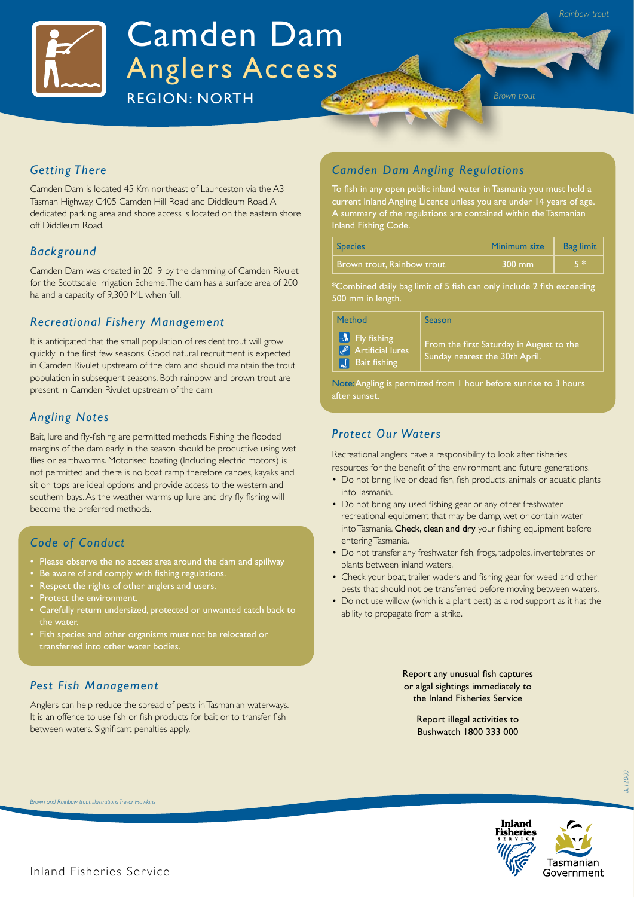# Camden Dam

# Anglers Access

REGION: NORTH

Rainbow trout

Brown trout

## Getting There

Camden Dam is located 45 Km northeast of Launceston via the A3 Tasman Highway, C405 Camden Hill Road and Diddleum Road. A dedicated parking area and shore access is located on the eastern shore off Diddleum Road.

## Background

Camden Dam was created in 2019 by the damming of Camden Rivulet for the Scottsdale Irrigation Scheme. The dam has a surface area of 200 ha and a capacity of 9,300 ML when full.

## Recreational Fishery Management

It is anticipated that the small population of resident trout will grow quickly in the first few seasons. Good natural recruitment is expected in Camden Rivulet upstream of the dam and should maintain the trout population in subsequent seasons. Both rainbow and brown trout are present in Camden Rivulet upstream of the dam.

## Angling Notes

Bait, lure and fly-fishing are permitted methods. Fishing the flooded margins of the dam early in the season should be productive using wet flies or earthworms. Motorised boating (Including electric motors) is not permitted and there is no boat ramp therefore canoes, kayaks and sit on tops are ideal options and provide access to the western and southern bays. As the weather warms up lure and dry fly fishing will become the preferred methods.

## Code of Conduct

- Please observe the no access area around the dam and spillway
- Be aware of and comply with fishing regulations.
- Respect the rights of other anglers and users.
- Protect the environment.
- Carefully return undersized, protected or unwanted catch back to the water.
- Fish species and other organisms must not be relocated or transferred into other water bodies.

## Pest Fish Management

Anglers can help reduce the spread of pests in Tasmanian waterways. It is an offence to use fish or fish products for bait or to transfer fish between waters. Significant penalties apply.

## Camden Dam Angling Regulations

To fish in any open public inland water in Tasmania you must hold a current Inland Angling Licence unless you are under 14 years of age. A summary of the regulations are contained within the Tasmanian Inland Fishing Code.

| Species | Minimum size | Bag limit |
| --- | --- | --- |
| Brown trout, Rainbow trout | 300 mm | 5 * |

*Combined daily bag limit of 5 fish can only include 2 fish exceeding 500 mm in length.

| Method | Season |
| --- | --- |
| Fly fishing<br>Artificial lures<br>Bait fishing | From the first Saturday in August to the Sunday nearest the 30th April. |

Note: Angling is permitted from 1 hour before sunrise to 3 hours after sunset.

## Protect Our Waters

Recreational anglers have a responsibility to look after fisheries resources for the benefit of the environment and future generations.

- Do not bring live or dead fish, fish products, animals or aquatic plants into Tasmania.
- Do not bring any used fishing gear or any other freshwater recreational equipment that may be damp, wet or contain water into Tasmania. **Check, clean and dry** your fishing equipment before entering Tasmania.
- Do not transfer any freshwater fish, frogs, tadpoles, invertebrates or plants between inland waters.
- Check your boat, trailer, waders and fishing gear for weed and other pests that should not be transferred before moving between waters.
- Do not use willow (which is a plant pest) as a rod support as it has the ability to propagate from a strike.

Report any unusual fish captures or algal sightings immediately to the Inland Fisheries Service

Report illegal activities to Bushwatch 1800 333 000

*Brown and Rainbow trout illustrations Trevor Hawkins*

BL 12000

Inland Fisheries Service

Tasmanian Government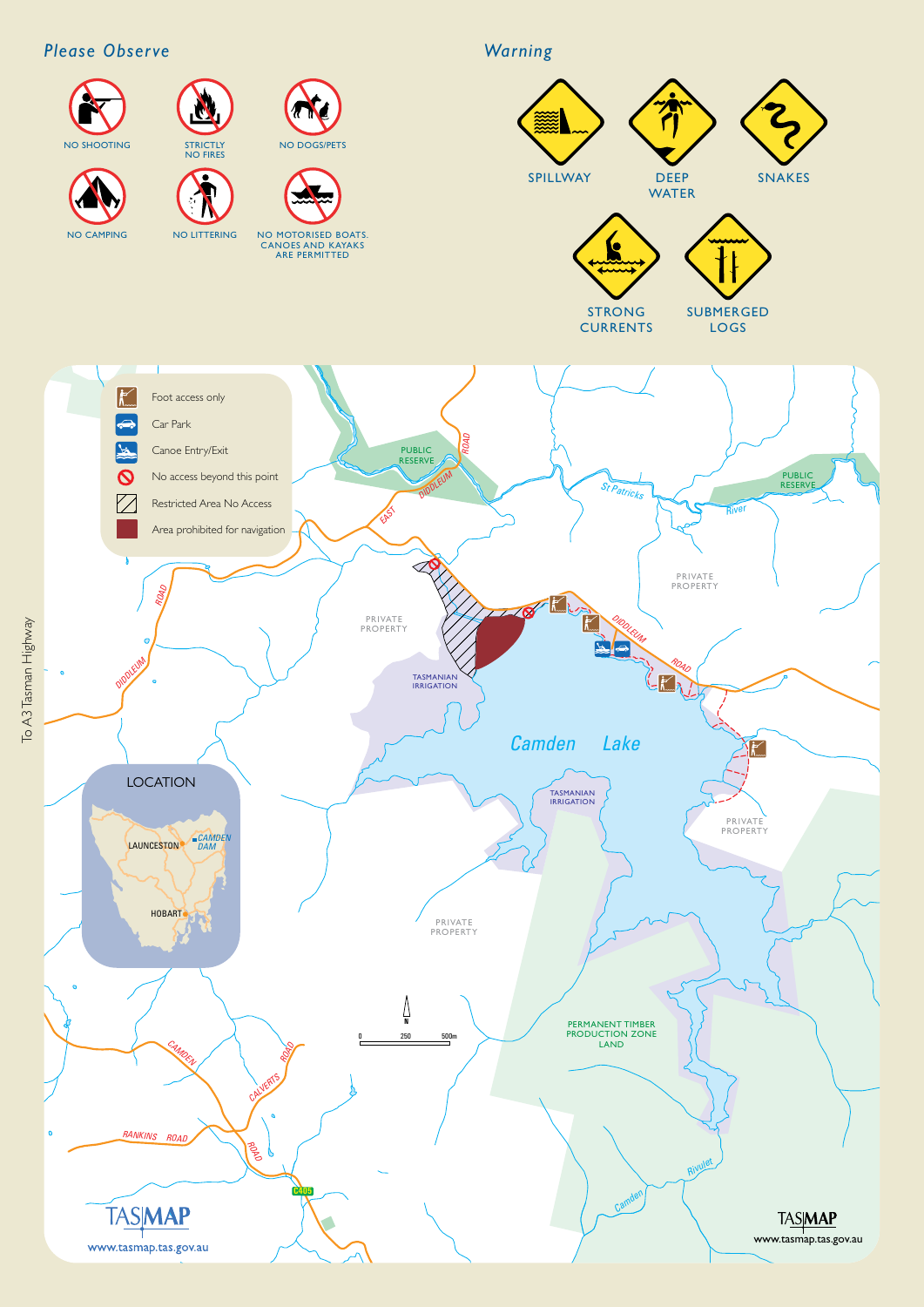## Please Observe

- NO SHOOTING
- STRICTLY NO FIRES
- NO DOGS/PETS
- NO CAMPING
- NO LITTERING
- NO MOTORISED BOATS. CANOES AND KAYAKS ARE PERMITTED

## Warning

- SPILLWAY
- DEEP WATER
- SNAKES
- STRONG CURRENTS
- SUBMERGED LOGS

Foot access only

Car Park

Canoe Entry/Exit

No access beyond this point

Restricted Area No Access

Area prohibited for navigation

PUBLIC RESERVE

EAST DIDDLEUM ROAD

St Patricks River

PUBLIC RESERVE

PRIVATE PROPERTY

PRIVATE PROPERTY

DIDDLEUM ROAD

TASMANIAN IRRIGATION

DIDDLEUM ROAD

To A3 Tasman Highway

Camden Lake

TASMANIAN IRRIGATION

PRIVATE PROPERTY

LOCATION

LAUNCESTON

CAMDEN DAM

HOBART

PRIVATE PROPERTY

0 250 500m

N

PERMANENT TIMBER PRODUCTION ZONE LAND

CAMDEN ROAD

CALVERTS ROAD

RANKINS ROAD

C405

Camden Rivulet

TASMAP

www.tasmap.tas.gov.au

TASMAP

www.tasmap.tas.gov.au